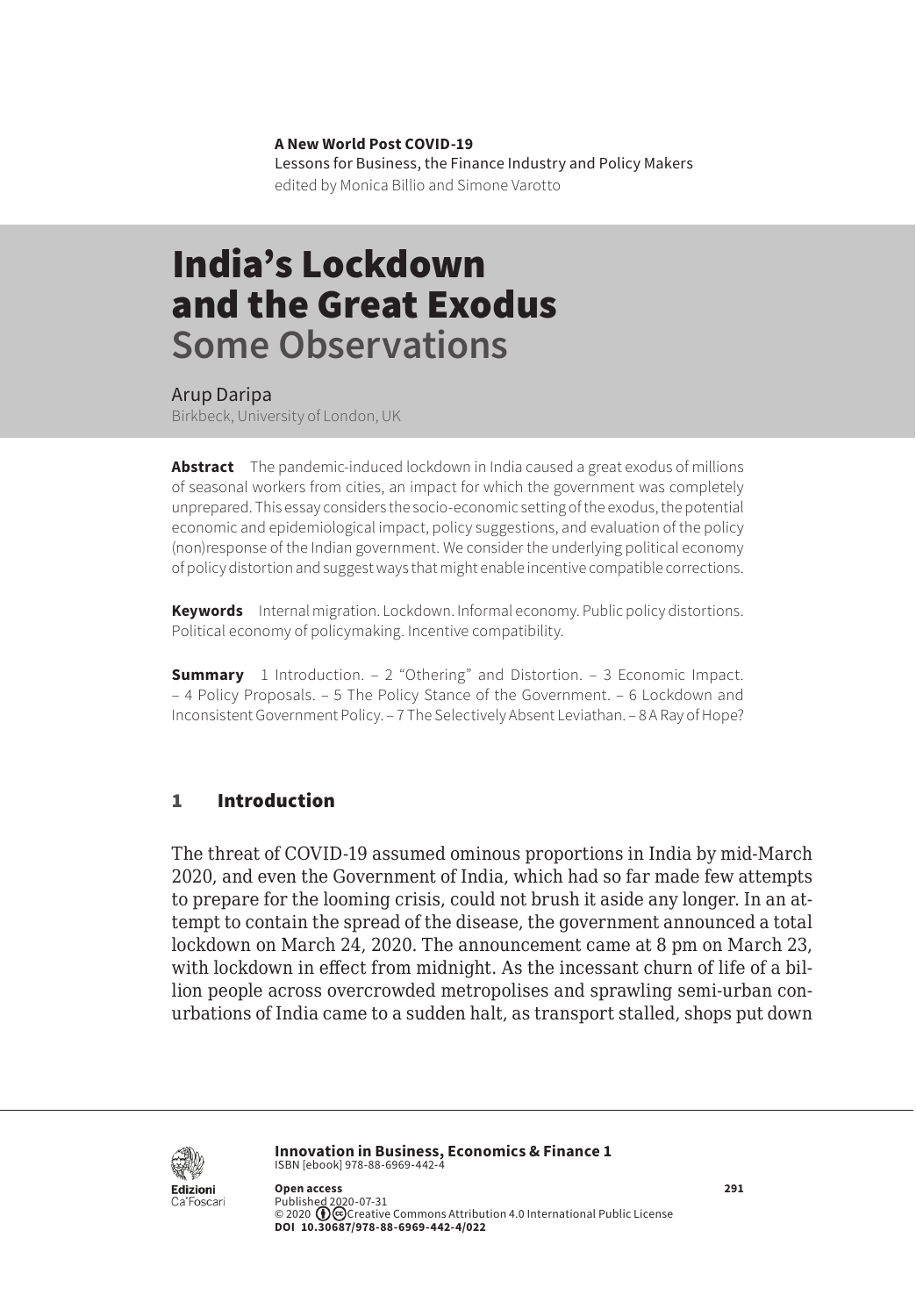**A New World Post COVID-19**
Lessons for Business, the Finance Industry and Policy Makers
edited by Monica Billio and Simone Varotto

# India's Lockdown and the Great Exodus
## Some Observations

Arup Daripa
Birkbeck, University of London, UK

**Abstract** The pandemic-induced lockdown in India caused a great exodus of millions of seasonal workers from cities, an impact for which the government was completely unprepared. This essay considers the socio-economic setting of the exodus, the potential economic and epidemiological impact, policy suggestions, and evaluation of the policy (non)response of the Indian government. We consider the underlying political economy of policy distortion and suggest ways that might enable incentive compatible corrections.

**Keywords** Internal migration. Lockdown. Informal economy. Public policy distortions. Political economy of policymaking. Incentive compatibility.

**Summary** 1 Introduction. – 2 "Othering" and Distortion. – 3 Economic Impact. – 4 Policy Proposals. – 5 The Policy Stance of the Government. – 6 Lockdown and Inconsistent Government Policy. – 7 The Selectively Absent Leviathan. – 8 A Ray of Hope?

## 1 Introduction

The threat of COVID-19 assumed ominous proportions in India by mid-March 2020, and even the Government of India, which had so far made few attempts to prepare for the looming crisis, could not brush it aside any longer. In an attempt to contain the spread of the disease, the government announced a total lockdown on March 24, 2020. The announcement came at 8 pm on March 23, with lockdown in effect from midnight. As the incessant churn of life of a billion people across overcrowded metropolises and sprawling semi-urban conurbations of India came to a sudden halt, as transport stalled, shops put down

**Innovation in Business, Economics & Finance 1**
ISBN [ebook] 978-88-6969-442-4

**Open access**
Published 2020-07-31
© 2020 Creative Commons Attribution 4.0 International Public License
**DOI 10.30687/978-88-6969-442-4/022**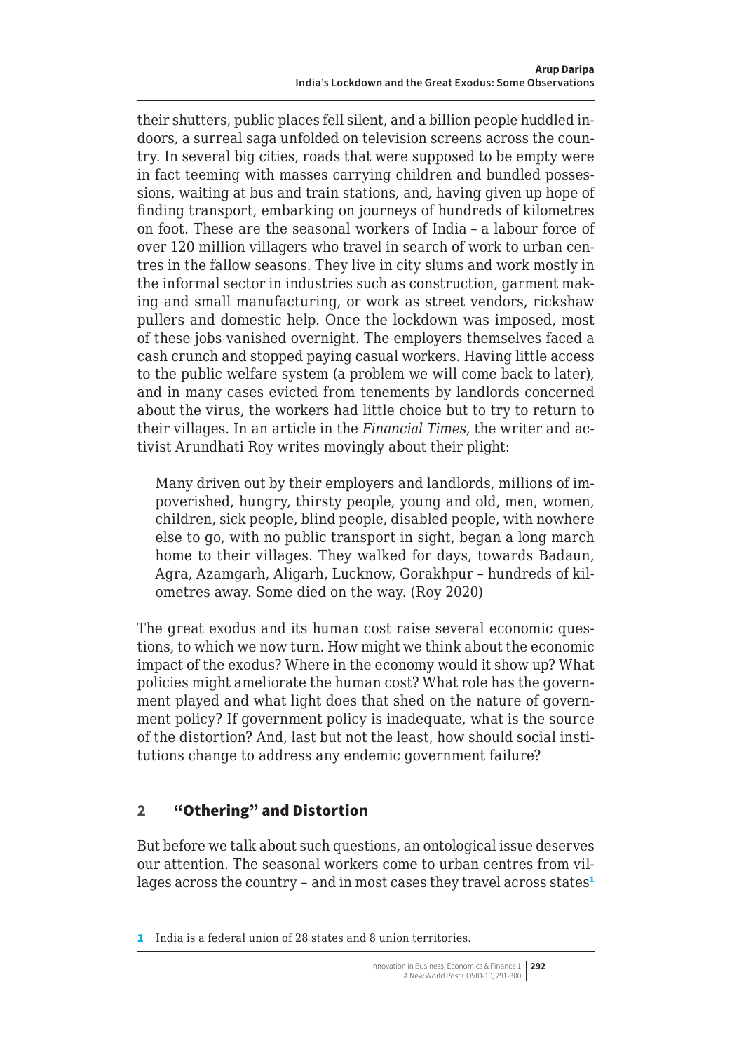their shutters, public places fell silent, and a billion people huddled indoors, a surreal saga unfolded on television screens across the country. In several big cities, roads that were supposed to be empty were in fact teeming with masses carrying children and bundled possessions, waiting at bus and train stations, and, having given up hope of finding transport, embarking on journeys of hundreds of kilometres on foot. These are the seasonal workers of India – a labour force of over 120 million villagers who travel in search of work to urban centres in the fallow seasons. They live in city slums and work mostly in the informal sector in industries such as construction, garment making and small manufacturing, or work as street vendors, rickshaw pullers and domestic help. Once the lockdown was imposed, most of these jobs vanished overnight. The employers themselves faced a cash crunch and stopped paying casual workers. Having little access to the public welfare system (a problem we will come back to later), and in many cases evicted from tenements by landlords concerned about the virus, the workers had little choice but to try to return to their villages. In an article in the *Financial Times*, the writer and activist Arundhati Roy writes movingly about their plight:

> Many driven out by their employers and landlords, millions of impoverished, hungry, thirsty people, young and old, men, women, children, sick people, blind people, disabled people, with nowhere else to go, with no public transport in sight, began a long march home to their villages. They walked for days, towards Badaun, Agra, Azamgarh, Aligarh, Lucknow, Gorakhpur – hundreds of kilometres away. Some died on the way. (Roy 2020)

The great exodus and its human cost raise several economic questions, to which we now turn. How might we think about the economic impact of the exodus? Where in the economy would it show up? What policies might ameliorate the human cost? What role has the government played and what light does that shed on the nature of government policy? If government policy is inadequate, what is the source of the distortion? And, last but not the least, how should social institutions change to address any endemic government failure?

## 2 "Othering" and Distortion

But before we talk about such questions, an ontological issue deserves our attention. The seasonal workers come to urban centres from villages across the country – and in most cases they travel across states[1]

[1] India is a federal union of 28 states and 8 union territories.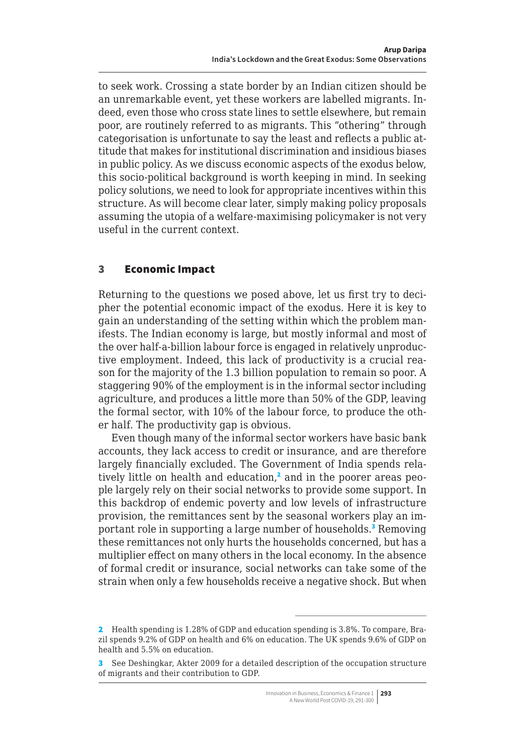to seek work. Crossing a state border by an Indian citizen should be an unremarkable event, yet these workers are labelled migrants. Indeed, even those who cross state lines to settle elsewhere, but remain poor, are routinely referred to as migrants. This "othering" through categorisation is unfortunate to say the least and reflects a public attitude that makes for institutional discrimination and insidious biases in public policy. As we discuss economic aspects of the exodus below, this socio-political background is worth keeping in mind. In seeking policy solutions, we need to look for appropriate incentives within this structure. As will become clear later, simply making policy proposals assuming the utopia of a welfare-maximising policymaker is not very useful in the current context.

## 3 Economic Impact

Returning to the questions we posed above, let us first try to decipher the potential economic impact of the exodus. Here it is key to gain an understanding of the setting within which the problem manifests. The Indian economy is large, but mostly informal and most of the over half-a-billion labour force is engaged in relatively unproductive employment. Indeed, this lack of productivity is a crucial reason for the majority of the 1.3 billion population to remain so poor. A staggering 90% of the employment is in the informal sector including agriculture, and produces a little more than 50% of the GDP, leaving the formal sector, with 10% of the labour force, to produce the other half. The productivity gap is obvious.

Even though many of the informal sector workers have basic bank accounts, they lack access to credit or insurance, and are therefore largely financially excluded. The Government of India spends relatively little on health and education,[2] and in the poorer areas people largely rely on their social networks to provide some support. In this backdrop of endemic poverty and low levels of infrastructure provision, the remittances sent by the seasonal workers play an important role in supporting a large number of households.[3] Removing these remittances not only hurts the households concerned, but has a multiplier effect on many others in the local economy. In the absence of formal credit or insurance, social networks can take some of the strain when only a few households receive a negative shock. But when

---

[2] Health spending is 1.28% of GDP and education spending is 3.8%. To compare, Brazil spends 9.2% of GDP on health and 6% on education. The UK spends 9.6% of GDP on health and 5.5% on education.

[3] See Deshingkar, Akter 2009 for a detailed description of the occupation structure of migrants and their contribution to GDP.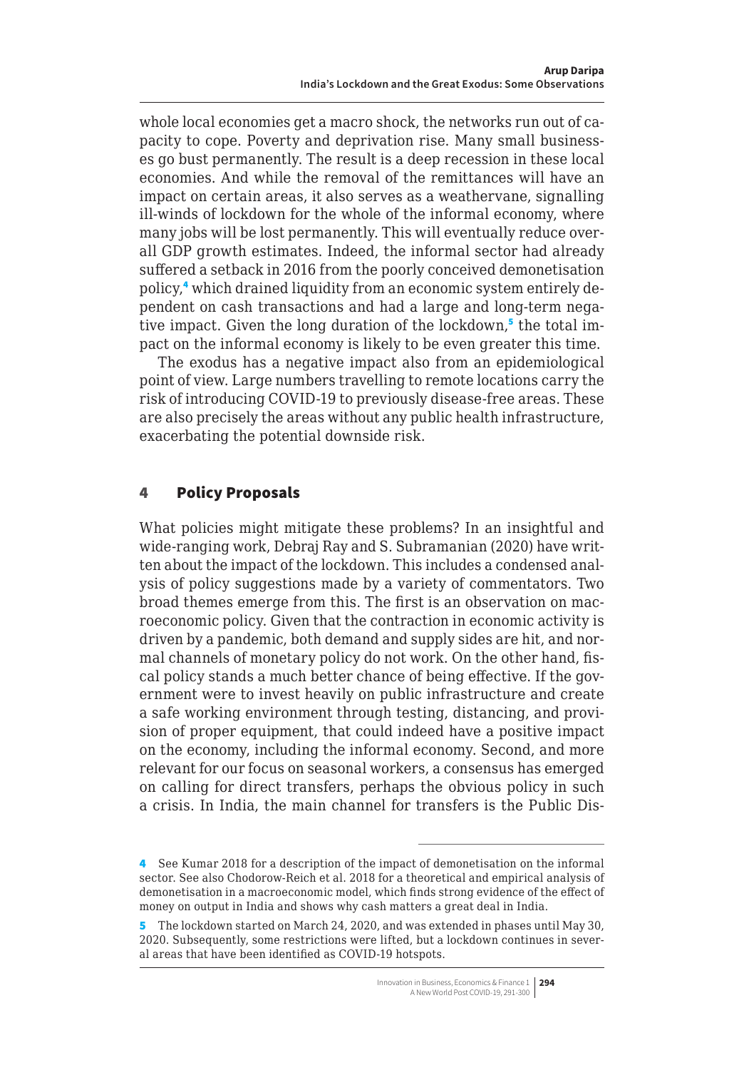whole local economies get a macro shock, the networks run out of capacity to cope. Poverty and deprivation rise. Many small businesses go bust permanently. The result is a deep recession in these local economies. And while the removal of the remittances will have an impact on certain areas, it also serves as a weathervane, signalling ill-winds of lockdown for the whole of the informal economy, where many jobs will be lost permanently. This will eventually reduce overall GDP growth estimates. Indeed, the informal sector had already suffered a setback in 2016 from the poorly conceived demonetisation policy,[4] which drained liquidity from an economic system entirely dependent on cash transactions and had a large and long-term negative impact. Given the long duration of the lockdown,[5] the total impact on the informal economy is likely to be even greater this time.

The exodus has a negative impact also from an epidemiological point of view. Large numbers travelling to remote locations carry the risk of introducing COVID-19 to previously disease-free areas. These are also precisely the areas without any public health infrastructure, exacerbating the potential downside risk.

## 4 Policy Proposals

What policies might mitigate these problems? In an insightful and wide-ranging work, Debraj Ray and S. Subramanian (2020) have written about the impact of the lockdown. This includes a condensed analysis of policy suggestions made by a variety of commentators. Two broad themes emerge from this. The first is an observation on macroeconomic policy. Given that the contraction in economic activity is driven by a pandemic, both demand and supply sides are hit, and normal channels of monetary policy do not work. On the other hand, fiscal policy stands a much better chance of being effective. If the government were to invest heavily on public infrastructure and create a safe working environment through testing, distancing, and provision of proper equipment, that could indeed have a positive impact on the economy, including the informal economy. Second, and more relevant for our focus on seasonal workers, a consensus has emerged on calling for direct transfers, perhaps the obvious policy in such a crisis. In India, the main channel for transfers is the Public Dis-

---

[4] See Kumar 2018 for a description of the impact of demonetisation on the informal sector. See also Chodorow-Reich et al. 2018 for a theoretical and empirical analysis of demonetisation in a macroeconomic model, which finds strong evidence of the effect of money on output in India and shows why cash matters a great deal in India.

[5] The lockdown started on March 24, 2020, and was extended in phases until May 30, 2020. Subsequently, some restrictions were lifted, but a lockdown continues in several areas that have been identified as COVID-19 hotspots.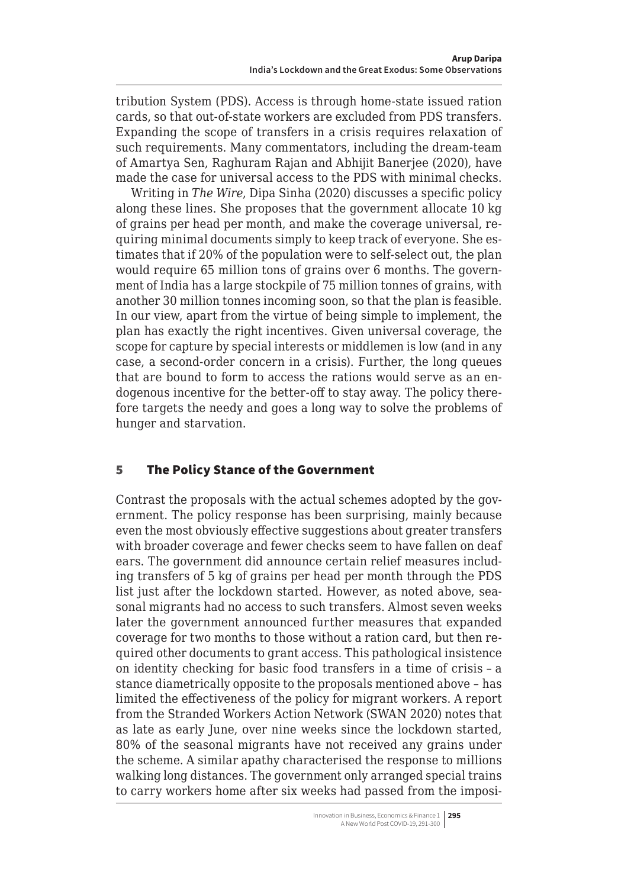tribution System (PDS). Access is through home-state issued ration cards, so that out-of-state workers are excluded from PDS transfers. Expanding the scope of transfers in a crisis requires relaxation of such requirements. Many commentators, including the dream-team of Amartya Sen, Raghuram Rajan and Abhijit Banerjee (2020), have made the case for universal access to the PDS with minimal checks.

Writing in *The Wire*, Dipa Sinha (2020) discusses a specific policy along these lines. She proposes that the government allocate 10 kg of grains per head per month, and make the coverage universal, requiring minimal documents simply to keep track of everyone. She estimates that if 20% of the population were to self-select out, the plan would require 65 million tons of grains over 6 months. The government of India has a large stockpile of 75 million tonnes of grains, with another 30 million tonnes incoming soon, so that the plan is feasible. In our view, apart from the virtue of being simple to implement, the plan has exactly the right incentives. Given universal coverage, the scope for capture by special interests or middlemen is low (and in any case, a second-order concern in a crisis). Further, the long queues that are bound to form to access the rations would serve as an endogenous incentive for the better-off to stay away. The policy therefore targets the needy and goes a long way to solve the problems of hunger and starvation.

## 5 The Policy Stance of the Government

Contrast the proposals with the actual schemes adopted by the government. The policy response has been surprising, mainly because even the most obviously effective suggestions about greater transfers with broader coverage and fewer checks seem to have fallen on deaf ears. The government did announce certain relief measures including transfers of 5 kg of grains per head per month through the PDS list just after the lockdown started. However, as noted above, seasonal migrants had no access to such transfers. Almost seven weeks later the government announced further measures that expanded coverage for two months to those without a ration card, but then required other documents to grant access. This pathological insistence on identity checking for basic food transfers in a time of crisis – a stance diametrically opposite to the proposals mentioned above – has limited the effectiveness of the policy for migrant workers. A report from the Stranded Workers Action Network (SWAN 2020) notes that as late as early June, over nine weeks since the lockdown started, 80% of the seasonal migrants have not received any grains under the scheme. A similar apathy characterised the response to millions walking long distances. The government only arranged special trains to carry workers home after six weeks had passed from the imposi-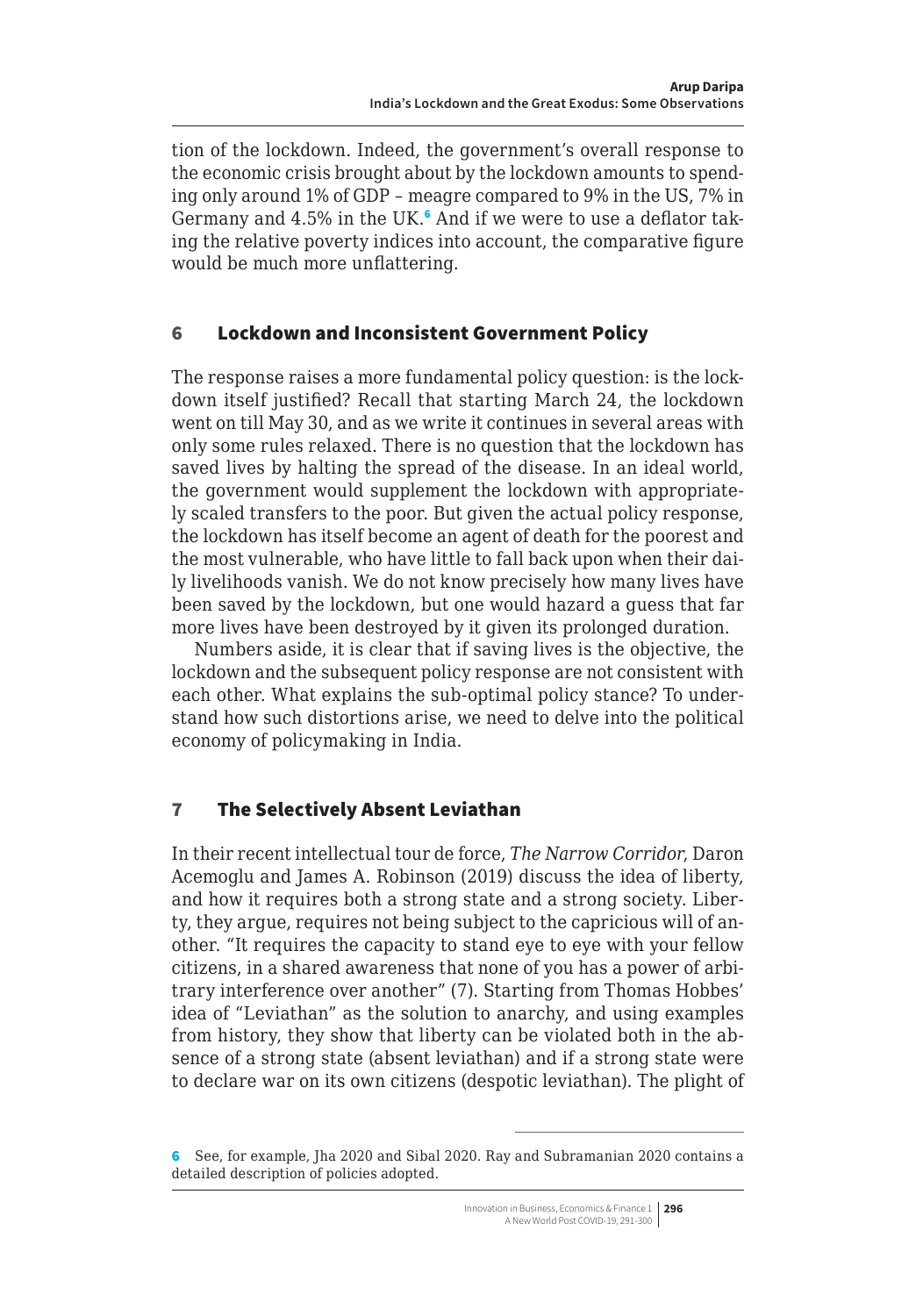tion of the lockdown. Indeed, the government's overall response to the economic crisis brought about by the lockdown amounts to spending only around 1% of GDP – meagre compared to 9% in the US, 7% in Germany and 4.5% in the UK.[6] And if we were to use a deflator taking the relative poverty indices into account, the comparative figure would be much more unflattering.

## 6 Lockdown and Inconsistent Government Policy

The response raises a more fundamental policy question: is the lockdown itself justified? Recall that starting March 24, the lockdown went on till May 30, and as we write it continues in several areas with only some rules relaxed. There is no question that the lockdown has saved lives by halting the spread of the disease. In an ideal world, the government would supplement the lockdown with appropriately scaled transfers to the poor. But given the actual policy response, the lockdown has itself become an agent of death for the poorest and the most vulnerable, who have little to fall back upon when their daily livelihoods vanish. We do not know precisely how many lives have been saved by the lockdown, but one would hazard a guess that far more lives have been destroyed by it given its prolonged duration.

Numbers aside, it is clear that if saving lives is the objective, the lockdown and the subsequent policy response are not consistent with each other. What explains the sub-optimal policy stance? To understand how such distortions arise, we need to delve into the political economy of policymaking in India.

## 7 The Selectively Absent Leviathan

In their recent intellectual tour de force, *The Narrow Corridor*, Daron Acemoglu and James A. Robinson (2019) discuss the idea of liberty, and how it requires both a strong state and a strong society. Liberty, they argue, requires not being subject to the capricious will of another. "It requires the capacity to stand eye to eye with your fellow citizens, in a shared awareness that none of you has a power of arbitrary interference over another" (7). Starting from Thomas Hobbes' idea of "Leviathan" as the solution to anarchy, and using examples from history, they show that liberty can be violated both in the absence of a strong state (absent leviathan) and if a strong state were to declare war on its own citizens (despotic leviathan). The plight of

---

[6] See, for example, Jha 2020 and Sibal 2020. Ray and Subramanian 2020 contains a detailed description of policies adopted.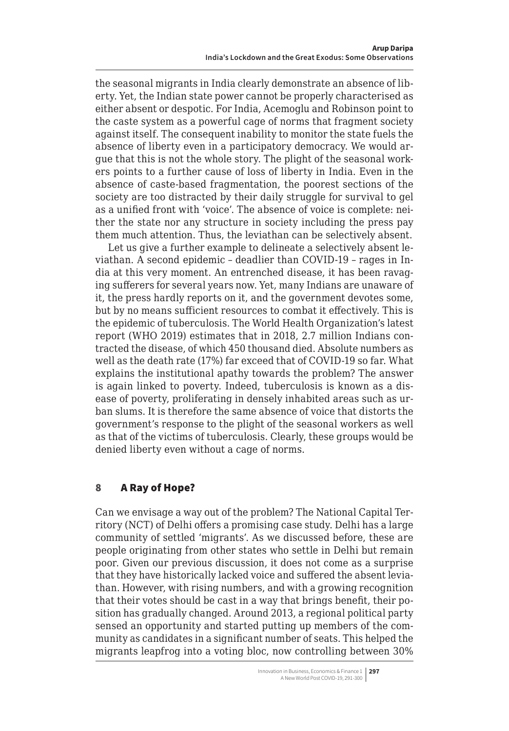the seasonal migrants in India clearly demonstrate an absence of liberty. Yet, the Indian state power cannot be properly characterised as either absent or despotic. For India, Acemoglu and Robinson point to the caste system as a powerful cage of norms that fragment society against itself. The consequent inability to monitor the state fuels the absence of liberty even in a participatory democracy. We would argue that this is not the whole story. The plight of the seasonal workers points to a further cause of loss of liberty in India. Even in the absence of caste-based fragmentation, the poorest sections of the society are too distracted by their daily struggle for survival to gel as a unified front with 'voice'. The absence of voice is complete: neither the state nor any structure in society including the press pay them much attention. Thus, the leviathan can be selectively absent.

Let us give a further example to delineate a selectively absent leviathan. A second epidemic – deadlier than COVID-19 – rages in India at this very moment. An entrenched disease, it has been ravaging sufferers for several years now. Yet, many Indians are unaware of it, the press hardly reports on it, and the government devotes some, but by no means sufficient resources to combat it effectively. This is the epidemic of tuberculosis. The World Health Organization's latest report (WHO 2019) estimates that in 2018, 2.7 million Indians contracted the disease, of which 450 thousand died. Absolute numbers as well as the death rate (17%) far exceed that of COVID-19 so far. What explains the institutional apathy towards the problem? The answer is again linked to poverty. Indeed, tuberculosis is known as a disease of poverty, proliferating in densely inhabited areas such as urban slums. It is therefore the same absence of voice that distorts the government's response to the plight of the seasonal workers as well as that of the victims of tuberculosis. Clearly, these groups would be denied liberty even without a cage of norms.

## 8 A Ray of Hope?

Can we envisage a way out of the problem? The National Capital Territory (NCT) of Delhi offers a promising case study. Delhi has a large community of settled 'migrants'. As we discussed before, these are people originating from other states who settle in Delhi but remain poor. Given our previous discussion, it does not come as a surprise that they have historically lacked voice and suffered the absent leviathan. However, with rising numbers, and with a growing recognition that their votes should be cast in a way that brings benefit, their position has gradually changed. Around 2013, a regional political party sensed an opportunity and started putting up members of the community as candidates in a significant number of seats. This helped the migrants leapfrog into a voting bloc, now controlling between 30%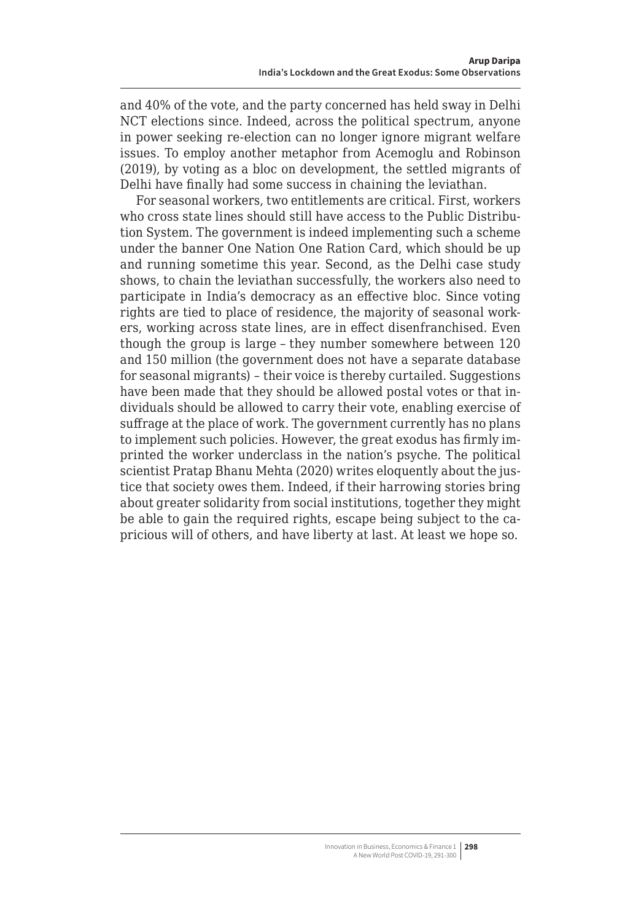and 40% of the vote, and the party concerned has held sway in Delhi NCT elections since. Indeed, across the political spectrum, anyone in power seeking re-election can no longer ignore migrant welfare issues. To employ another metaphor from Acemoglu and Robinson (2019), by voting as a bloc on development, the settled migrants of Delhi have finally had some success in chaining the leviathan.

For seasonal workers, two entitlements are critical. First, workers who cross state lines should still have access to the Public Distribution System. The government is indeed implementing such a scheme under the banner One Nation One Ration Card, which should be up and running sometime this year. Second, as the Delhi case study shows, to chain the leviathan successfully, the workers also need to participate in India's democracy as an effective bloc. Since voting rights are tied to place of residence, the majority of seasonal workers, working across state lines, are in effect disenfranchised. Even though the group is large – they number somewhere between 120 and 150 million (the government does not have a separate database for seasonal migrants) – their voice is thereby curtailed. Suggestions have been made that they should be allowed postal votes or that individuals should be allowed to carry their vote, enabling exercise of suffrage at the place of work. The government currently has no plans to implement such policies. However, the great exodus has firmly imprinted the worker underclass in the nation's psyche. The political scientist Pratap Bhanu Mehta (2020) writes eloquently about the justice that society owes them. Indeed, if their harrowing stories bring about greater solidarity from social institutions, together they might be able to gain the required rights, escape being subject to the capricious will of others, and have liberty at last. At least we hope so.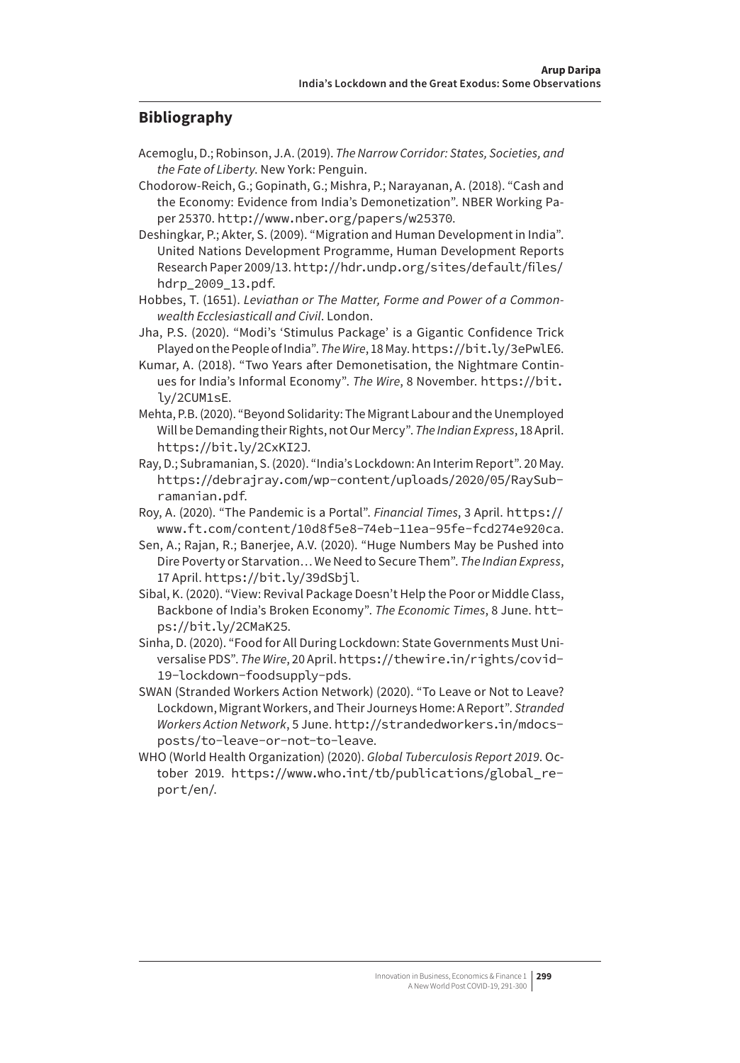## Bibliography

Acemoglu, D.; Robinson, J.A. (2019). *The Narrow Corridor: States, Societies, and the Fate of Liberty*. New York: Penguin.

Chodorow-Reich, G.; Gopinath, G.; Mishra, P.; Narayanan, A. (2018). "Cash and the Economy: Evidence from India's Demonetization". NBER Working Paper 25370. http://www.nber.org/papers/w25370.

Deshingkar, P.; Akter, S. (2009). "Migration and Human Development in India". United Nations Development Programme, Human Development Reports Research Paper 2009/13. http://hdr.undp.org/sites/default/files/hdrp_2009_13.pdf.

Hobbes, T. (1651). *Leviathan or The Matter, Forme and Power of a Commonwealth Ecclesiasticall and Civil*. London.

Jha, P.S. (2020). "Modi's 'Stimulus Package' is a Gigantic Confidence Trick Played on the People of India". *The Wire*, 18 May. https://bit.ly/3ePwlE6.

Kumar, A. (2018). "Two Years after Demonetisation, the Nightmare Continues for India's Informal Economy". *The Wire*, 8 November. https://bit.ly/2CUM1sE.

Mehta, P.B. (2020). "Beyond Solidarity: The Migrant Labour and the Unemployed Will be Demanding their Rights, not Our Mercy". *The Indian Express*, 18 April. https://bit.ly/2CxKI2J.

Ray, D.; Subramanian, S. (2020). "India's Lockdown: An Interim Report". 20 May. https://debrajray.com/wp-content/uploads/2020/05/RaySubramanian.pdf.

Roy, A. (2020). "The Pandemic is a Portal". *Financial Times*, 3 April. https://www.ft.com/content/10d8f5e8-74eb-11ea-95fe-fcd274e920ca.

Sen, A.; Rajan, R.; Banerjee, A.V. (2020). "Huge Numbers May be Pushed into Dire Poverty or Starvation… We Need to Secure Them". *The Indian Express*, 17 April. https://bit.ly/39dSbjl.

Sibal, K. (2020). "View: Revival Package Doesn't Help the Poor or Middle Class, Backbone of India's Broken Economy". *The Economic Times*, 8 June. https://bit.ly/2CMaK25.

Sinha, D. (2020). "Food for All During Lockdown: State Governments Must Universalise PDS". *The Wire*, 20 April. https://thewire.in/rights/covid-19-lockdown-foodsupply-pds.

SWAN (Stranded Workers Action Network) (2020). "To Leave or Not to Leave? Lockdown, Migrant Workers, and Their Journeys Home: A Report". *Stranded Workers Action Network*, 5 June. http://strandedworkers.in/mdocs-posts/to-leave-or-not-to-leave.

WHO (World Health Organization) (2020). *Global Tuberculosis Report 2019*. October 2019. https://www.who.int/tb/publications/global_report/en/.